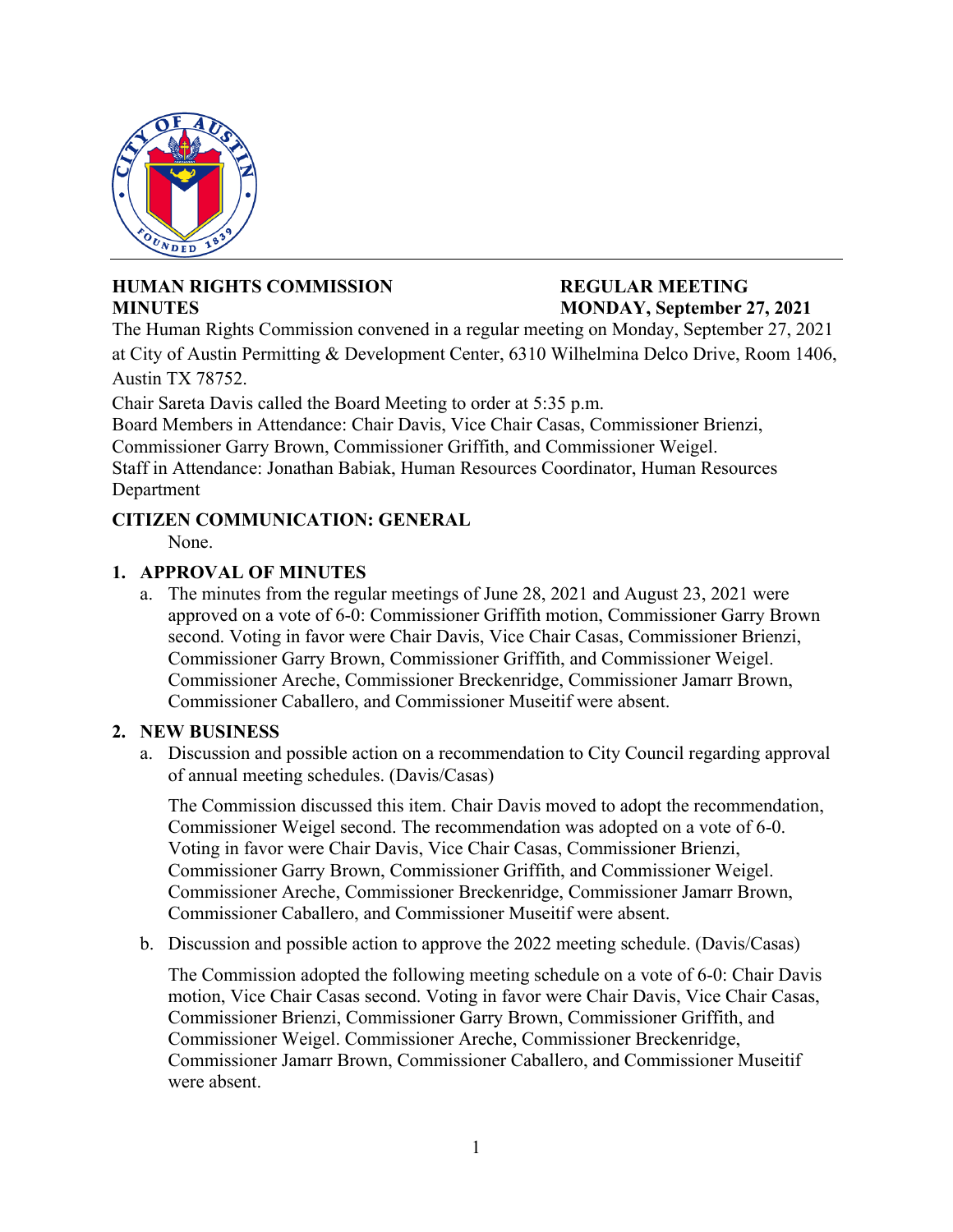**HUMAN RIGHTS COMMISSION MINUTES**

**REGULAR MEETING MONDAY, September 27, 2021**

The Human Rights Commission convened in a regular meeting on Monday, September 27, 2021 at City of Austin Permitting & Development Center, 6310 Wilhelmina Delco Drive, Room 1406, Austin TX 78752.

Chair Sareta Davis called the Board Meeting to order at 5:35 p.m.

Board Members in Attendance: Chair Davis, Vice Chair Casas, Commissioner Brienzi, Commissioner Garry Brown, Commissioner Griffith, and Commissioner Weigel.

Staff in Attendance: Jonathan Babiak, Human Resources Coordinator, Human Resources Department

## CITIZEN COMMUNICATION: GENERAL

None.

## 1. APPROVAL OF MINUTES

a. The minutes from the regular meetings of June 28, 2021 and August 23, 2021 were approved on a vote of 6-0: Commissioner Griffith motion, Commissioner Garry Brown second. Voting in favor were Chair Davis, Vice Chair Casas, Commissioner Brienzi, Commissioner Garry Brown, Commissioner Griffith, and Commissioner Weigel. Commissioner Areche, Commissioner Breckenridge, Commissioner Jamarr Brown, Commissioner Caballero, and Commissioner Museitif were absent.

## 2. NEW BUSINESS

a. Discussion and possible action on a recommendation to City Council regarding approval of annual meeting schedules. (Davis/Casas)

   The Commission discussed this item. Chair Davis moved to adopt the recommendation, Commissioner Weigel second. The recommendation was adopted on a vote of 6-0. Voting in favor were Chair Davis, Vice Chair Casas, Commissioner Brienzi, Commissioner Garry Brown, Commissioner Griffith, and Commissioner Weigel. Commissioner Areche, Commissioner Breckenridge, Commissioner Jamarr Brown, Commissioner Caballero, and Commissioner Museitif were absent.

b. Discussion and possible action to approve the 2022 meeting schedule. (Davis/Casas)

   The Commission adopted the following meeting schedule on a vote of 6-0: Chair Davis motion, Vice Chair Casas second. Voting in favor were Chair Davis, Vice Chair Casas, Commissioner Brienzi, Commissioner Garry Brown, Commissioner Griffith, and Commissioner Weigel. Commissioner Areche, Commissioner Breckenridge, Commissioner Jamarr Brown, Commissioner Caballero, and Commissioner Museitif were absent.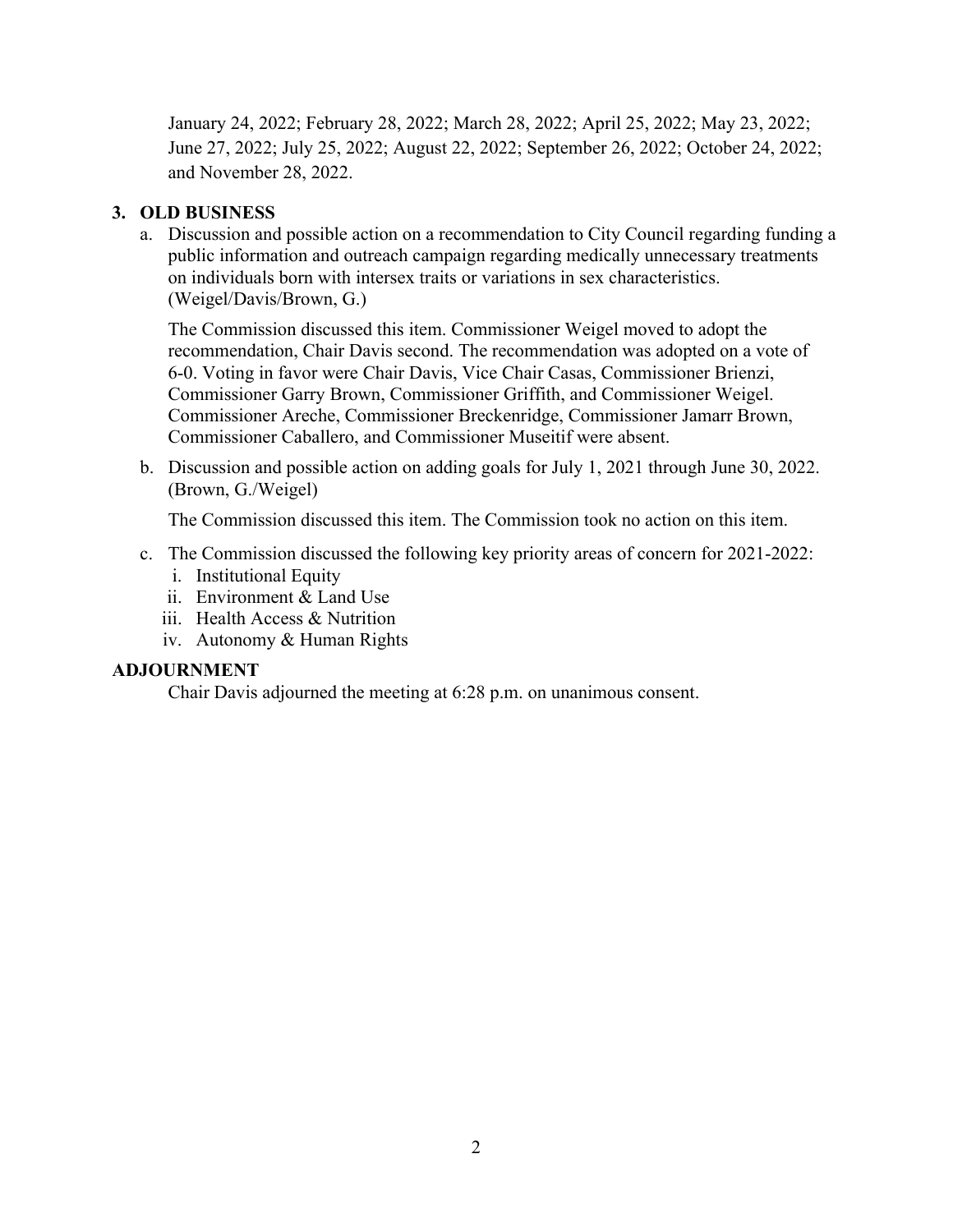January 24, 2022; February 28, 2022; March 28, 2022; April 25, 2022; May 23, 2022; June 27, 2022; July 25, 2022; August 22, 2022; September 26, 2022; October 24, 2022; and November 28, 2022.

## 3. OLD BUSINESS

a. Discussion and possible action on a recommendation to City Council regarding funding a public information and outreach campaign regarding medically unnecessary treatments on individuals born with intersex traits or variations in sex characteristics. (Weigel/Davis/Brown, G.)

   The Commission discussed this item. Commissioner Weigel moved to adopt the recommendation, Chair Davis second. The recommendation was adopted on a vote of 6-0. Voting in favor were Chair Davis, Vice Chair Casas, Commissioner Brienzi, Commissioner Garry Brown, Commissioner Griffith, and Commissioner Weigel. Commissioner Areche, Commissioner Breckenridge, Commissioner Jamarr Brown, Commissioner Caballero, and Commissioner Museitif were absent.

b. Discussion and possible action on adding goals for July 1, 2021 through June 30, 2022. (Brown, G./Weigel)

   The Commission discussed this item. The Commission took no action on this item.

c. The Commission discussed the following key priority areas of concern for 2021-2022:
   i. Institutional Equity
   ii. Environment & Land Use
   iii. Health Access & Nutrition
   iv. Autonomy & Human Rights

## ADJOURNMENT

Chair Davis adjourned the meeting at 6:28 p.m. on unanimous consent.